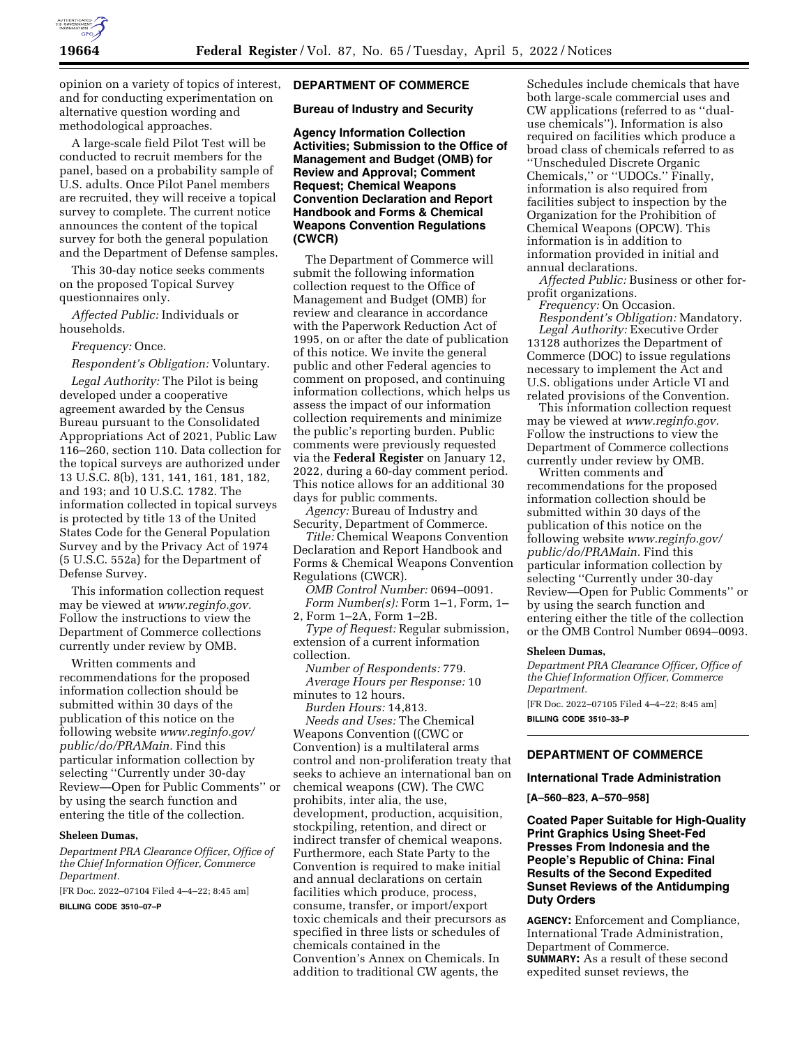opinion on a variety of topics of interest, and for conducting experimentation on alternative question wording and methodological approaches.

A large-scale field Pilot Test will be conducted to recruit members for the panel, based on a probability sample of U.S. adults. Once Pilot Panel members are recruited, they will receive a topical survey to complete. The current notice announces the content of the topical survey for both the general population and the Department of Defense samples.

This 30-day notice seeks comments on the proposed Topical Survey questionnaires only.

*Affected Public:* Individuals or households.

*Frequency:* Once.

*Respondent's Obligation:* Voluntary.

*Legal Authority:* The Pilot is being developed under a cooperative agreement awarded by the Census Bureau pursuant to the Consolidated Appropriations Act of 2021, Public Law 116–260, section 110. Data collection for the topical surveys are authorized under 13 U.S.C. 8(b), 131, 141, 161, 181, 182, and 193; and 10 U.S.C. 1782. The information collected in topical surveys is protected by title 13 of the United States Code for the General Population Survey and by the Privacy Act of 1974 (5 U.S.C. 552a) for the Department of Defense Survey.

This information collection request may be viewed at *www.reginfo.gov.* Follow the instructions to view the Department of Commerce collections currently under review by OMB.

Written comments and recommendations for the proposed information collection should be submitted within 30 days of the publication of this notice on the following website *www.reginfo.gov/public/do/PRAMain.* Find this particular information collection by selecting ''Currently under 30-day Review—Open for Public Comments'' or by using the search function and entering the title of the collection.

**Sheleen Dumas,**

*Department PRA Clearance Officer, Office of the Chief Information Officer, Commerce Department.*

[FR Doc. 2022–07104 Filed 4–4–22; 8:45 am]

**BILLING CODE 3510–07–P**

## DEPARTMENT OF COMMERCE

### Bureau of Industry and Security

### Agency Information Collection Activities; Submission to the Office of Management and Budget (OMB) for Review and Approval; Comment Request; Chemical Weapons Convention Declaration and Report Handbook and Forms & Chemical Weapons Convention Regulations (CWCR)

The Department of Commerce will submit the following information collection request to the Office of Management and Budget (OMB) for review and clearance in accordance with the Paperwork Reduction Act of 1995, on or after the date of publication of this notice. We invite the general public and other Federal agencies to comment on proposed, and continuing information collections, which helps us assess the impact of our information collection requirements and minimize the public's reporting burden. Public comments were previously requested via the **Federal Register** on January 12, 2022, during a 60-day comment period. This notice allows for an additional 30 days for public comments.

*Agency:* Bureau of Industry and Security, Department of Commerce.

*Title:* Chemical Weapons Convention Declaration and Report Handbook and Forms & Chemical Weapons Convention Regulations (CWCR).

*OMB Control Number:* 0694–0091.

*Form Number(s):* Form 1–1, Form, 1–2, Form 1–2A, Form 1–2B.

*Type of Request:* Regular submission, extension of a current information collection.

*Number of Respondents:* 779.

*Average Hours per Response:* 10 minutes to 12 hours.

*Burden Hours:* 14,813.

*Needs and Uses:* The Chemical Weapons Convention ((CWC or Convention) is a multilateral arms control and non-proliferation treaty that seeks to achieve an international ban on chemical weapons (CW). The CWC prohibits, inter alia, the use, development, production, acquisition, stockpiling, retention, and direct or indirect transfer of chemical weapons. Furthermore, each State Party to the Convention is required to make initial and annual declarations on certain facilities which produce, process, consume, transfer, or import/export toxic chemicals and their precursors as specified in three lists or schedules of chemicals contained in the Convention's Annex on Chemicals. In addition to traditional CW agents, the Schedules include chemicals that have both large-scale commercial uses and CW applications (referred to as ''dual-use chemicals''). Information is also required on facilities which produce a broad class of chemicals referred to as ''Unscheduled Discrete Organic Chemicals,'' or ''UDOCs.'' Finally, information is also required from facilities subject to inspection by the Organization for the Prohibition of Chemical Weapons (OPCW). This information is in addition to information provided in initial and annual declarations.

*Affected Public:* Business or other for-profit organizations.

*Frequency:* On Occasion.

*Respondent's Obligation:* Mandatory.

*Legal Authority:* Executive Order 13128 authorizes the Department of Commerce (DOC) to issue regulations necessary to implement the Act and U.S. obligations under Article VI and related provisions of the Convention.

This information collection request may be viewed at *www.reginfo.gov.* Follow the instructions to view the Department of Commerce collections currently under review by OMB.

Written comments and recommendations for the proposed information collection should be submitted within 30 days of the publication of this notice on the following website *www.reginfo.gov/public/do/PRAMain.* Find this particular information collection by selecting ''Currently under 30-day Review—Open for Public Comments'' or by using the search function and entering either the title of the collection or the OMB Control Number 0694–0093.

**Sheleen Dumas,**

*Department PRA Clearance Officer, Office of the Chief Information Officer, Commerce Department.*

[FR Doc. 2022–07105 Filed 4–4–22; 8:45 am]

**BILLING CODE 3510–33–P**

## DEPARTMENT OF COMMERCE

### International Trade Administration

**[A–560–823, A–570–958]**

### Coated Paper Suitable for High-Quality Print Graphics Using Sheet-Fed Presses From Indonesia and the People's Republic of China: Final Results of the Second Expedited Sunset Reviews of the Antidumping Duty Orders

**AGENCY:** Enforcement and Compliance, International Trade Administration, Department of Commerce.

**SUMMARY:** As a result of these second expedited sunset reviews, the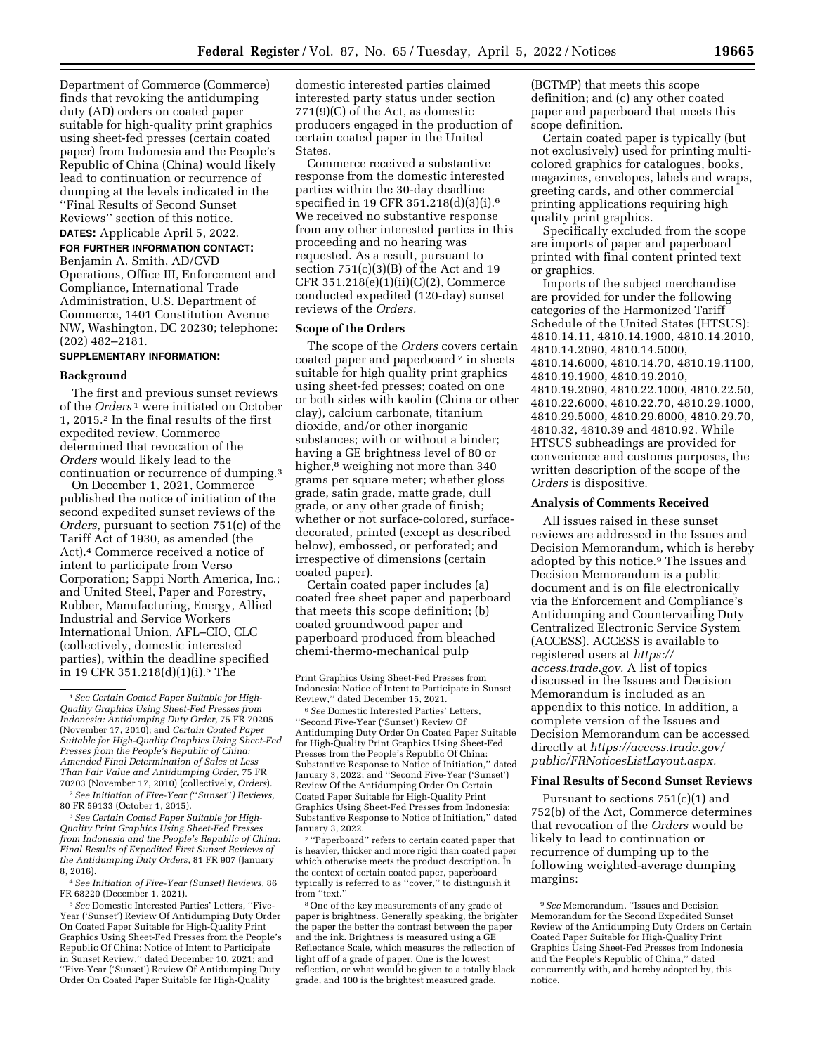Department of Commerce (Commerce) finds that revoking the antidumping duty (AD) orders on coated paper suitable for high-quality print graphics using sheet-fed presses (certain coated paper) from Indonesia and the People's Republic of China (China) would likely lead to continuation or recurrence of dumping at the levels indicated in the ''Final Results of Second Sunset Reviews'' section of this notice.

**DATES:** Applicable April 5, 2022.

**FOR FURTHER INFORMATION CONTACT:** Benjamin A. Smith, AD/CVD Operations, Office III, Enforcement and Compliance, International Trade Administration, U.S. Department of Commerce, 1401 Constitution Avenue NW, Washington, DC 20230; telephone: (202) 482–2181.

**SUPPLEMENTARY INFORMATION:**

## Background

The first and previous sunset reviews of the *Orders* [1] were initiated on October 1, 2015.[2] In the final results of the first expedited review, Commerce determined that revocation of the *Orders* would likely lead to the continuation or recurrence of dumping.[3]

On December 1, 2021, Commerce published the notice of initiation of the second expedited sunset reviews of the *Orders,* pursuant to section 751(c) of the Tariff Act of 1930, as amended (the Act).[4] Commerce received a notice of intent to participate from Verso Corporation; Sappi North America, Inc.; and United Steel, Paper and Forestry, Rubber, Manufacturing, Energy, Allied Industrial and Service Workers International Union, AFL–CIO, CLC (collectively, domestic interested parties), within the deadline specified in 19 CFR 351.218(d)(1)(i).[5] The domestic interested parties claimed interested party status under section 771(9)(C) of the Act, as domestic producers engaged in the production of certain coated paper in the United States.

Commerce received a substantive response from the domestic interested parties within the 30-day deadline specified in 19 CFR 351.218(d)(3)(i).[6] We received no substantive response from any other interested parties in this proceeding and no hearing was requested. As a result, pursuant to section 751(c)(3)(B) of the Act and 19 CFR 351.218(e)(1)(ii)(C)(2), Commerce conducted expedited (120-day) sunset reviews of the *Orders.*

## Scope of the Orders

The scope of the *Orders* covers certain coated paper and paperboard [7] in sheets suitable for high quality print graphics using sheet-fed presses; coated on one or both sides with kaolin (China or other clay), calcium carbonate, titanium dioxide, and/or other inorganic substances; with or without a binder; having a GE brightness level of 80 or higher,[8] weighing not more than 340 grams per square meter; whether gloss grade, satin grade, matte grade, dull grade, or any other grade of finish; whether or not surface-colored, surface-decorated, printed (except as described below), embossed, or perforated; and irrespective of dimensions (certain coated paper).

Certain coated paper includes (a) coated free sheet paper and paperboard that meets this scope definition; (b) coated groundwood paper and paperboard produced from bleached chemi-thermo-mechanical pulp (BCTMP) that meets this scope definition; and (c) any other coated paper and paperboard that meets this scope definition.

Certain coated paper is typically (but not exclusively) used for printing multi-colored graphics for catalogues, books, magazines, envelopes, labels and wraps, greeting cards, and other commercial printing applications requiring high quality print graphics.

Specifically excluded from the scope are imports of paper and paperboard printed with final content printed text or graphics.

Imports of the subject merchandise are provided for under the following categories of the Harmonized Tariff Schedule of the United States (HTSUS): 4810.14.11, 4810.14.1900, 4810.14.2010, 4810.14.2090, 4810.14.5000, 4810.14.6000, 4810.14.70, 4810.19.1100, 4810.19.1900, 4810.19.2010, 4810.19.2090, 4810.22.1000, 4810.22.50, 4810.22.6000, 4810.22.70, 4810.29.1000, 4810.29.5000, 4810.29.6000, 4810.29.70, 4810.32, 4810.39 and 4810.92. While HTSUS subheadings are provided for convenience and customs purposes, the written description of the scope of the *Orders* is dispositive.

## Analysis of Comments Received

All issues raised in these sunset reviews are addressed in the Issues and Decision Memorandum, which is hereby adopted by this notice.[9] The Issues and Decision Memorandum is a public document and is on file electronically via the Enforcement and Compliance's Antidumping and Countervailing Duty Centralized Electronic Service System (ACCESS). ACCESS is available to registered users at *https://access.trade.gov.* A list of topics discussed in the Issues and Decision Memorandum is included as an appendix to this notice. In addition, a complete version of the Issues and Decision Memorandum can be accessed directly at *https://access.trade.gov/public/FRNoticesListLayout.aspx.*

## Final Results of Second Sunset Reviews

Pursuant to sections 751(c)(1) and 752(b) of the Act, Commerce determines that revocation of the *Orders* would be likely to lead to continuation or recurrence of dumping up to the following weighted-average dumping margins:

---

[1] *See Certain Coated Paper Suitable for High-Quality Graphics Using Sheet-Fed Presses from Indonesia: Antidumping Duty Order,* 75 FR 70205 (November 17, 2010); and *Certain Coated Paper Suitable for High-Quality Graphics Using Sheet-Fed Presses from the People's Republic of China: Amended Final Determination of Sales at Less Than Fair Value and Antidumping Order,* 75 FR 70203 (November 17, 2010) (collectively, *Orders*).

[2] *See Initiation of Five-Year (''Sunset'') Reviews,* 80 FR 59133 (October 1, 2015).

[3] *See Certain Coated Paper Suitable for High-Quality Print Graphics Using Sheet-Fed Presses from Indonesia and the People's Republic of China: Final Results of Expedited First Sunset Reviews of the Antidumping Duty Orders,* 81 FR 907 (January 8, 2016).

[4] *See Initiation of Five-Year (Sunset) Reviews,* 86 FR 68220 (December 1, 2021).

[5] *See* Domestic Interested Parties' Letters, ''Five-Year ('Sunset') Review Of Antidumping Duty Order On Coated Paper Suitable for High-Quality Print Graphics Using Sheet-Fed Presses from the People's Republic Of China: Notice of Intent to Participate in Sunset Review,'' dated December 10, 2021; and ''Five-Year ('Sunset') Review Of Antidumping Duty Order On Coated Paper Suitable for High-Quality Print Graphics Using Sheet-Fed Presses from Indonesia: Notice of Intent to Participate in Sunset Review,'' dated December 15, 2021.

[6] *See* Domestic Interested Parties' Letters, ''Second Five-Year ('Sunset') Review Of Antidumping Duty Order On Coated Paper Suitable for High-Quality Print Graphics Using Sheet-Fed Presses from the People's Republic Of China: Substantive Response to Notice of Initiation,'' dated January 3, 2022; and ''Second Five-Year ('Sunset') Review Of the Antidumping Order On Certain Coated Paper Suitable for High-Quality Print Graphics Using Sheet-Fed Presses from Indonesia: Substantive Response to Notice of Initiation,'' dated January 3, 2022.

[7] ''Paperboard'' refers to certain coated paper that is heavier, thicker and more rigid than coated paper which otherwise meets the product description. In the context of certain coated paper, paperboard typically is referred to as ''cover,'' to distinguish it from ''text.''

[8] One of the key measurements of any grade of paper is brightness. Generally speaking, the brighter the paper the better the contrast between the paper and the ink. Brightness is measured using a GE Reflectance Scale, which measures the reflection of light off of a grade of paper. One is the lowest reflection, or what would be given to a totally black grade, and 100 is the brightest measured grade.

[9] *See* Memorandum, ''Issues and Decision Memorandum for the Second Expedited Sunset Review of the Antidumping Duty Orders on Certain Coated Paper Suitable for High-Quality Print Graphics Using Sheet-Fed Presses from Indonesia and the People's Republic of China,'' dated concurrently with, and hereby adopted by, this notice.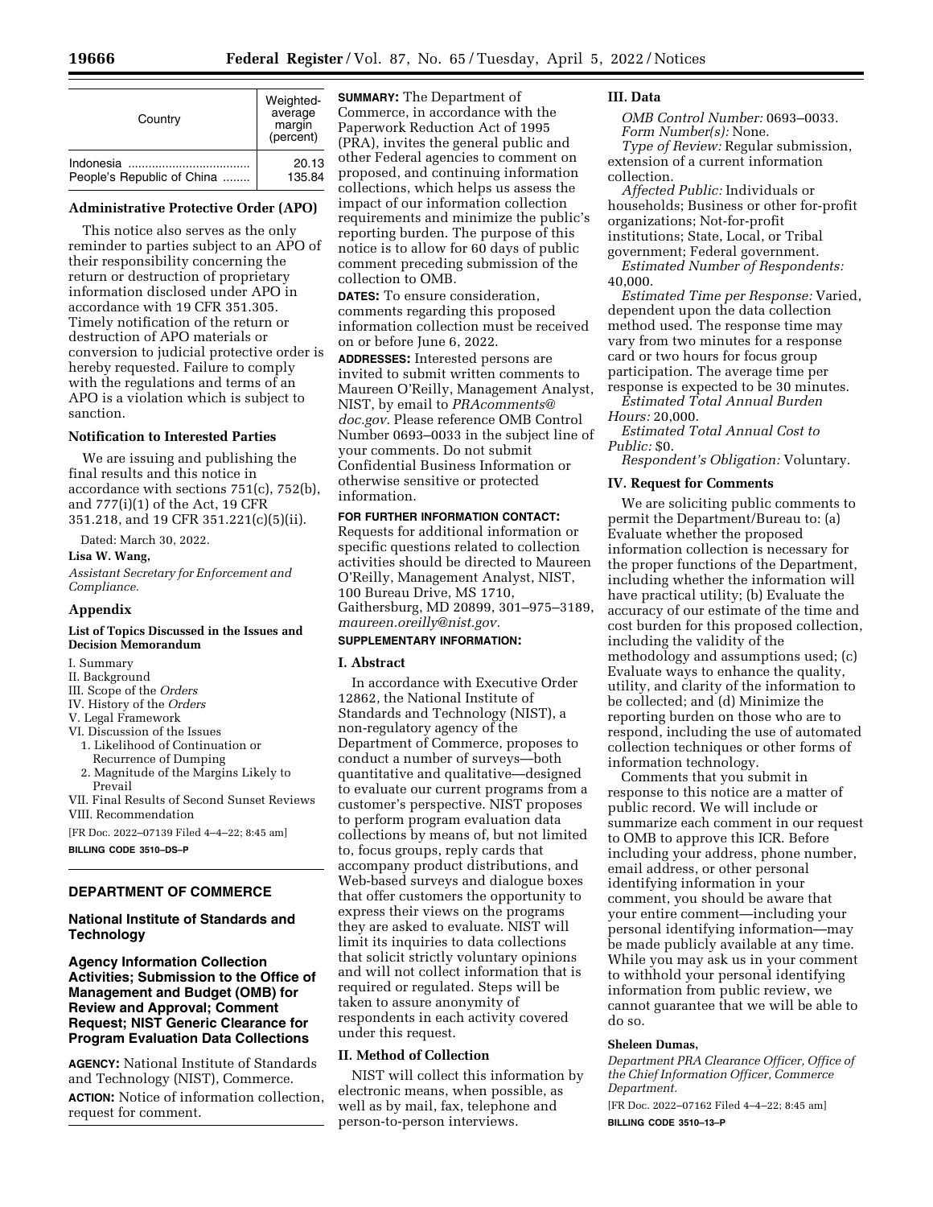| Country | Weighted-average margin (percent) |
|---|---|
| Indonesia | 20.13 |
| People's Republic of China | 135.84 |

**Administrative Protective Order (APO)**

This notice also serves as the only reminder to parties subject to an APO of their responsibility concerning the return or destruction of proprietary information disclosed under APO in accordance with 19 CFR 351.305. Timely notification of the return or destruction of APO materials or conversion to judicial protective order is hereby requested. Failure to comply with the regulations and terms of an APO is a violation which is subject to sanction.

**Notification to Interested Parties**

We are issuing and publishing the final results and this notice in accordance with sections 751(c), 752(b), and 777(i)(1) of the Act, 19 CFR 351.218, and 19 CFR 351.221(c)(5)(ii).

Dated: March 30, 2022.

**Lisa W. Wang,**

*Assistant Secretary for Enforcement and Compliance.*

## Appendix

**List of Topics Discussed in the Issues and Decision Memorandum**

I. Summary
II. Background
III. Scope of the *Orders*
IV. History of the *Orders*
V. Legal Framework
VI. Discussion of the Issues
  1. Likelihood of Continuation or Recurrence of Dumping
  2. Magnitude of the Margins Likely to Prevail
VII. Final Results of Second Sunset Reviews
VIII. Recommendation

[FR Doc. 2022–07139 Filed 4–4–22; 8:45 am]

**BILLING CODE 3510–DS–P**

---

## DEPARTMENT OF COMMERCE

### National Institute of Standards and Technology

### Agency Information Collection Activities; Submission to the Office of Management and Budget (OMB) for Review and Approval; Comment Request; NIST Generic Clearance for Program Evaluation Data Collections

**AGENCY:** National Institute of Standards and Technology (NIST), Commerce.

**ACTION:** Notice of information collection, request for comment.

**SUMMARY:** The Department of Commerce, in accordance with the Paperwork Reduction Act of 1995 (PRA), invites the general public and other Federal agencies to comment on proposed, and continuing information collections, which helps us assess the impact of our information collection requirements and minimize the public's reporting burden. The purpose of this notice is to allow for 60 days of public comment preceding submission of the collection to OMB.

**DATES:** To ensure consideration, comments regarding this proposed information collection must be received on or before June 6, 2022.

**ADDRESSES:** Interested persons are invited to submit written comments to Maureen O'Reilly, Management Analyst, NIST, by email to *PRAcomments@doc.gov.* Please reference OMB Control Number 0693–0033 in the subject line of your comments. Do not submit Confidential Business Information or otherwise sensitive or protected information.

**FOR FURTHER INFORMATION CONTACT:** Requests for additional information or specific questions related to collection activities should be directed to Maureen O'Reilly, Management Analyst, NIST, 100 Bureau Drive, MS 1710, Gaithersburg, MD 20899, 301–975–3189, *maureen.oreilly@nist.gov.*

**SUPPLEMENTARY INFORMATION:**

**I. Abstract**

In accordance with Executive Order 12862, the National Institute of Standards and Technology (NIST), a non-regulatory agency of the Department of Commerce, proposes to conduct a number of surveys—both quantitative and qualitative—designed to evaluate our current programs from a customer's perspective. NIST proposes to perform program evaluation data collections by means of, but not limited to, focus groups, reply cards that accompany product distributions, and Web-based surveys and dialogue boxes that offer customers the opportunity to express their views on the programs they are asked to evaluate. NIST will limit its inquiries to data collections that solicit strictly voluntary opinions and will not collect information that is required or regulated. Steps will be taken to assure anonymity of respondents in each activity covered under this request.

**II. Method of Collection**

NIST will collect this information by electronic means, when possible, as well as by mail, fax, telephone and person-to-person interviews.

**III. Data**

*OMB Control Number:* 0693–0033.

*Form Number(s):* None.

*Type of Review:* Regular submission, extension of a current information collection.

*Affected Public:* Individuals or households; Business or other for-profit organizations; Not-for-profit institutions; State, Local, or Tribal government; Federal government.

*Estimated Number of Respondents:* 40,000.

*Estimated Time per Response:* Varied, dependent upon the data collection method used. The response time may vary from two minutes for a response card or two hours for focus group participation. The average time per response is expected to be 30 minutes.

*Estimated Total Annual Burden Hours:* 20,000.

*Estimated Total Annual Cost to Public:* $0.

*Respondent's Obligation:* Voluntary.

**IV. Request for Comments**

We are soliciting public comments to permit the Department/Bureau to: (a) Evaluate whether the proposed information collection is necessary for the proper functions of the Department, including whether the information will have practical utility; (b) Evaluate the accuracy of our estimate of the time and cost burden for this proposed collection, including the validity of the methodology and assumptions used; (c) Evaluate ways to enhance the quality, utility, and clarity of the information to be collected; and (d) Minimize the reporting burden on those who are to respond, including the use of automated collection techniques or other forms of information technology.

Comments that you submit in response to this notice are a matter of public record. We will include or summarize each comment in our request to OMB to approve this ICR. Before including your address, phone number, email address, or other personal identifying information in your comment, you should be aware that your entire comment—including your personal identifying information—may be made publicly available at any time. While you may ask us in your comment to withhold your personal identifying information from public review, we cannot guarantee that we will be able to do so.

**Sheleen Dumas,**

*Department PRA Clearance Officer, Office of the Chief Information Officer, Commerce Department.*

[FR Doc. 2022–07162 Filed 4–4–22; 8:45 am]

**BILLING CODE 3510–13–P**